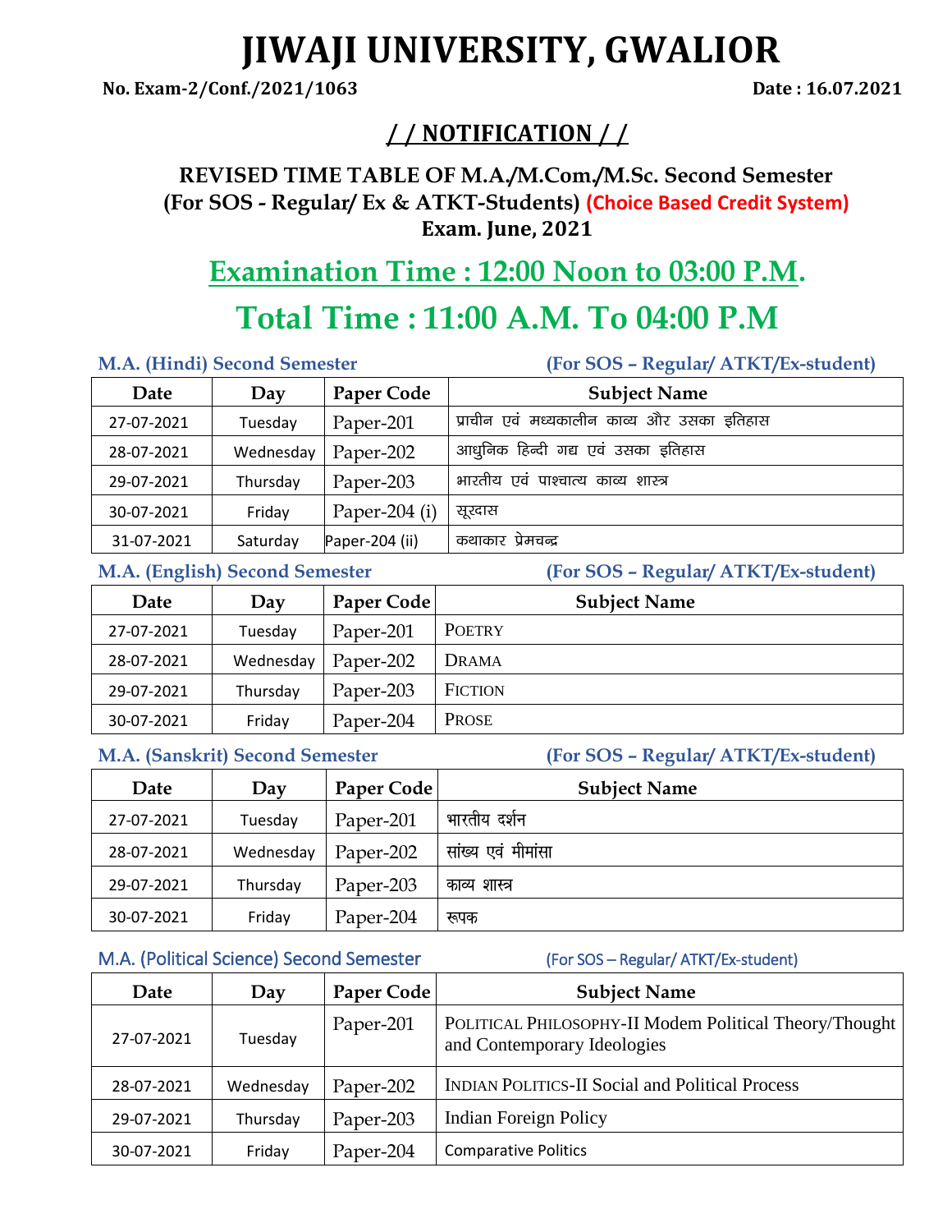# JIWAJI UNIVERSITY, GWALIOR

**No. Exam-2/Conf./2021/1063** **Date : 16.07.2021**

## / / NOTIFICATION / /

**REVISED TIME TABLE OF M.A./M.Com./M.Sc. Second Semester**
**(For SOS - Regular/ Ex & ATKT-Students) (Choice Based Credit System)**
**Exam. June, 2021**

## Examination Time : 12:00 Noon to 03:00 P.M.

## Total Time : 11:00 A.M. To 04:00 P.M

**M.A. (Hindi) Second Semester** **(For SOS – Regular/ ATKT/Ex-student)**

| Date | Day | Paper Code | Subject Name |
|---|---|---|---|
| 27-07-2021 | Tuesday | Paper-201 | प्राचीन एवं मध्यकालीन काव्य और उसका इतिहास |
| 28-07-2021 | Wednesday | Paper-202 | आधुनिक हिन्दी गद्य एवं उसका इतिहास |
| 29-07-2021 | Thursday | Paper-203 | भारतीय एवं पाश्चात्य काव्य शास्त्र |
| 30-07-2021 | Friday | Paper-204 (i) | सूरदास |
| 31-07-2021 | Saturday | Paper-204 (ii) | कथाकार प्रेमचन्द्र |

**M.A. (English) Second Semester** **(For SOS – Regular/ ATKT/Ex-student)**

| Date | Day | Paper Code | Subject Name |
|---|---|---|---|
| 27-07-2021 | Tuesday | Paper-201 | POETRY |
| 28-07-2021 | Wednesday | Paper-202 | DRAMA |
| 29-07-2021 | Thursday | Paper-203 | FICTION |
| 30-07-2021 | Friday | Paper-204 | PROSE |

**M.A. (Sanskrit) Second Semester** **(For SOS – Regular/ ATKT/Ex-student)**

| Date | Day | Paper Code | Subject Name |
|---|---|---|---|
| 27-07-2021 | Tuesday | Paper-201 | भारतीय दर्शन |
| 28-07-2021 | Wednesday | Paper-202 | सांख्य एवं मीमांसा |
| 29-07-2021 | Thursday | Paper-203 | काव्य शास्त्र |
| 30-07-2021 | Friday | Paper-204 | रूपक |

**M.A. (Political Science) Second Semester** **(For SOS – Regular/ ATKT/Ex-student)**

| Date | Day | Paper Code | Subject Name |
|---|---|---|---|
| 27-07-2021 | Tuesday | Paper-201 | POLITICAL PHILOSOPHY-II Modem Political Theory/Thought and Contemporary Ideologies |
| 28-07-2021 | Wednesday | Paper-202 | INDIAN POLITICS-II Social and Political Process |
| 29-07-2021 | Thursday | Paper-203 | Indian Foreign Policy |
| 30-07-2021 | Friday | Paper-204 | Comparative Politics |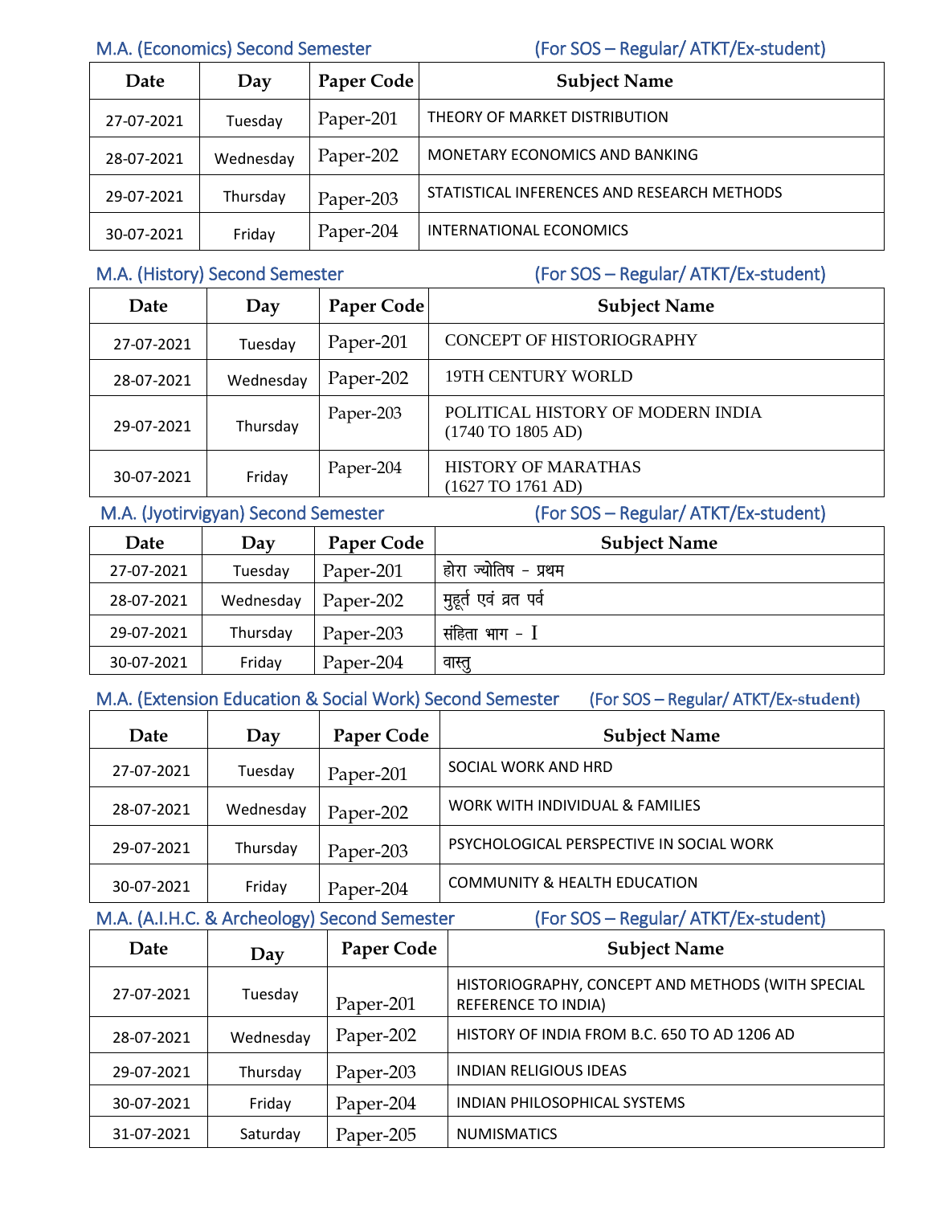M.A. (Economics) Second Semester (For SOS – Regular/ ATKT/Ex-student)

| Date | Day | Paper Code | Subject Name |
|---|---|---|---|
| 27-07-2021 | Tuesday | Paper-201 | THEORY OF MARKET DISTRIBUTION |
| 28-07-2021 | Wednesday | Paper-202 | MONETARY ECONOMICS AND BANKING |
| 29-07-2021 | Thursday | Paper-203 | STATISTICAL INFERENCES AND RESEARCH METHODS |
| 30-07-2021 | Friday | Paper-204 | INTERNATIONAL ECONOMICS |

M.A. (History) Second Semester (For SOS – Regular/ ATKT/Ex-student)

| Date | Day | Paper Code | Subject Name |
|---|---|---|---|
| 27-07-2021 | Tuesday | Paper-201 | CONCEPT OF HISTORIOGRAPHY |
| 28-07-2021 | Wednesday | Paper-202 | 19TH CENTURY WORLD |
| 29-07-2021 | Thursday | Paper-203 | POLITICAL HISTORY OF MODERN INDIA (1740 TO 1805 AD) |
| 30-07-2021 | Friday | Paper-204 | HISTORY OF MARATHAS (1627 TO 1761 AD) |

M.A. (Jyotirvigyan) Second Semester (For SOS – Regular/ ATKT/Ex-student)

| Date | Day | Paper Code | Subject Name |
|---|---|---|---|
| 27-07-2021 | Tuesday | Paper-201 | होरा ज्योतिष - प्रथम |
| 28-07-2021 | Wednesday | Paper-202 | मुहूर्त एवं व्रत पर्व |
| 29-07-2021 | Thursday | Paper-203 | संहिता भाग - I |
| 30-07-2021 | Friday | Paper-204 | वास्तु |

M.A. (Extension Education & Social Work) Second Semester (For SOS – Regular/ ATKT/Ex-student)

| Date | Day | Paper Code | Subject Name |
|---|---|---|---|
| 27-07-2021 | Tuesday | Paper-201 | SOCIAL WORK AND HRD |
| 28-07-2021 | Wednesday | Paper-202 | WORK WITH INDIVIDUAL & FAMILIES |
| 29-07-2021 | Thursday | Paper-203 | PSYCHOLOGICAL PERSPECTIVE IN SOCIAL WORK |
| 30-07-2021 | Friday | Paper-204 | COMMUNITY & HEALTH EDUCATION |

M.A. (A.I.H.C. & Archeology) Second Semester (For SOS – Regular/ ATKT/Ex-student)

| Date | Day | Paper Code | Subject Name |
|---|---|---|---|
| 27-07-2021 | Tuesday | Paper-201 | HISTORIOGRAPHY, CONCEPT AND METHODS (WITH SPECIAL REFERENCE TO INDIA) |
| 28-07-2021 | Wednesday | Paper-202 | HISTORY OF INDIA FROM B.C. 650 TO AD 1206 AD |
| 29-07-2021 | Thursday | Paper-203 | INDIAN RELIGIOUS IDEAS |
| 30-07-2021 | Friday | Paper-204 | INDIAN PHILOSOPHICAL SYSTEMS |
| 31-07-2021 | Saturday | Paper-205 | NUMISMATICS |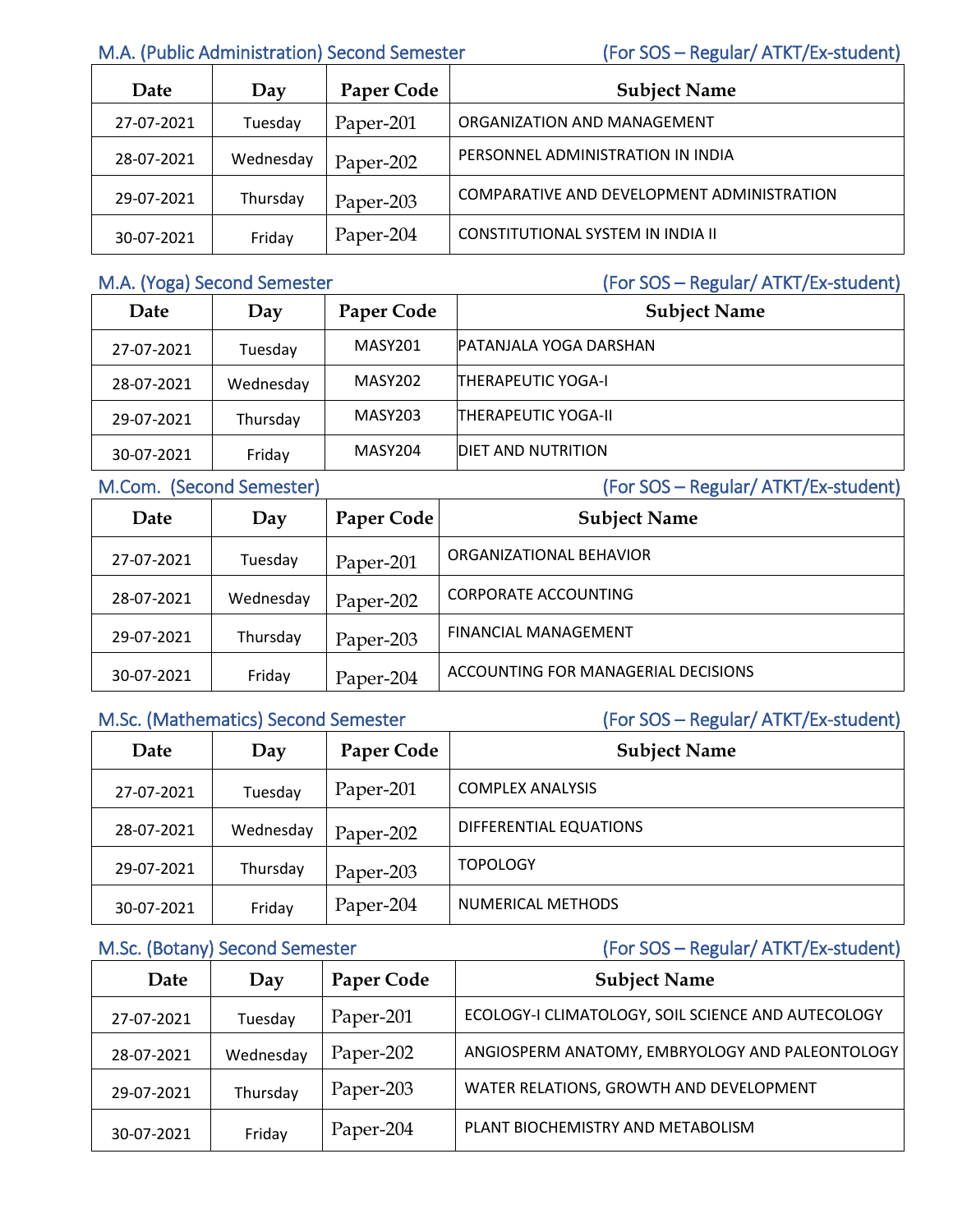## M.A. (Public Administration) Second Semester

(For SOS – Regular/ ATKT/Ex-student)

| Date | Day | Paper Code | Subject Name |
|---|---|---|---|
| 27-07-2021 | Tuesday | Paper-201 | ORGANIZATION AND MANAGEMENT |
| 28-07-2021 | Wednesday | Paper-202 | PERSONNEL ADMINISTRATION IN INDIA |
| 29-07-2021 | Thursday | Paper-203 | COMPARATIVE AND DEVELOPMENT ADMINISTRATION |
| 30-07-2021 | Friday | Paper-204 | CONSTITUTIONAL SYSTEM IN INDIA II |

## M.A. (Yoga) Second Semester

(For SOS – Regular/ ATKT/Ex-student)

| Date | Day | Paper Code | Subject Name |
|---|---|---|---|
| 27-07-2021 | Tuesday | MASY201 | PATANJALA YOGA DARSHAN |
| 28-07-2021 | Wednesday | MASY202 | THERAPEUTIC YOGA-I |
| 29-07-2021 | Thursday | MASY203 | THERAPEUTIC YOGA-II |
| 30-07-2021 | Friday | MASY204 | DIET AND NUTRITION |

## M.Com. (Second Semester)

(For SOS – Regular/ ATKT/Ex-student)

| Date | Day | Paper Code | Subject Name |
|---|---|---|---|
| 27-07-2021 | Tuesday | Paper-201 | ORGANIZATIONAL BEHAVIOR |
| 28-07-2021 | Wednesday | Paper-202 | CORPORATE ACCOUNTING |
| 29-07-2021 | Thursday | Paper-203 | FINANCIAL MANAGEMENT |
| 30-07-2021 | Friday | Paper-204 | ACCOUNTING FOR MANAGERIAL DECISIONS |

## M.Sc. (Mathematics) Second Semester

(For SOS – Regular/ ATKT/Ex-student)

| Date | Day | Paper Code | Subject Name |
|---|---|---|---|
| 27-07-2021 | Tuesday | Paper-201 | COMPLEX ANALYSIS |
| 28-07-2021 | Wednesday | Paper-202 | DIFFERENTIAL EQUATIONS |
| 29-07-2021 | Thursday | Paper-203 | TOPOLOGY |
| 30-07-2021 | Friday | Paper-204 | NUMERICAL METHODS |

## M.Sc. (Botany) Second Semester

(For SOS – Regular/ ATKT/Ex-student)

| Date | Day | Paper Code | Subject Name |
|---|---|---|---|
| 27-07-2021 | Tuesday | Paper-201 | ECOLOGY-I CLIMATOLOGY, SOIL SCIENCE AND AUTECOLOGY |
| 28-07-2021 | Wednesday | Paper-202 | ANGIOSPERM ANATOMY, EMBRYOLOGY AND PALEONTOLOGY |
| 29-07-2021 | Thursday | Paper-203 | WATER RELATIONS, GROWTH AND DEVELOPMENT |
| 30-07-2021 | Friday | Paper-204 | PLANT BIOCHEMISTRY AND METABOLISM |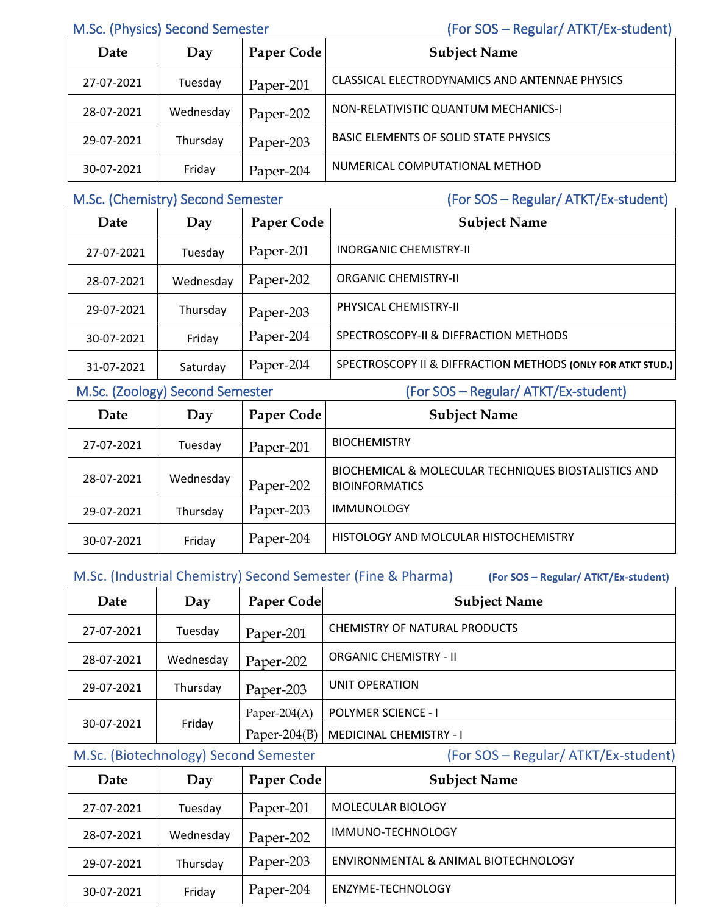## M.Sc. (Physics) Second Semester (For SOS – Regular/ ATKT/Ex-student)

| Date | Day | Paper Code | Subject Name |
|---|---|---|---|
| 27-07-2021 | Tuesday | Paper-201 | CLASSICAL ELECTRODYNAMICS AND ANTENNAE PHYSICS |
| 28-07-2021 | Wednesday | Paper-202 | NON-RELATIVISTIC QUANTUM MECHANICS-I |
| 29-07-2021 | Thursday | Paper-203 | BASIC ELEMENTS OF SOLID STATE PHYSICS |
| 30-07-2021 | Friday | Paper-204 | NUMERICAL COMPUTATIONAL METHOD |

## M.Sc. (Chemistry) Second Semester (For SOS – Regular/ ATKT/Ex-student)

| Date | Day | Paper Code | Subject Name |
|---|---|---|---|
| 27-07-2021 | Tuesday | Paper-201 | INORGANIC CHEMISTRY-II |
| 28-07-2021 | Wednesday | Paper-202 | ORGANIC CHEMISTRY-II |
| 29-07-2021 | Thursday | Paper-203 | PHYSICAL CHEMISTRY-II |
| 30-07-2021 | Friday | Paper-204 | SPECTROSCOPY-II & DIFFRACTION METHODS |
| 31-07-2021 | Saturday | Paper-204 | SPECTROSCOPY II & DIFFRACTION METHODS **(ONLY FOR ATKT STUD.)** |

## M.Sc. (Zoology) Second Semester (For SOS – Regular/ ATKT/Ex-student)

| Date | Day | Paper Code | Subject Name |
|---|---|---|---|
| 27-07-2021 | Tuesday | Paper-201 | BIOCHEMISTRY |
| 28-07-2021 | Wednesday | Paper-202 | BIOCHEMICAL & MOLECULAR TECHNIQUES BIOSTALISTICS AND BIOINFORMATICS |
| 29-07-2021 | Thursday | Paper-203 | IMMUNOLOGY |
| 30-07-2021 | Friday | Paper-204 | HISTOLOGY AND MOLCULAR HISTOCHEMISTRY |

## M.Sc. (Industrial Chemistry) Second Semester (Fine & Pharma) (For SOS – Regular/ ATKT/Ex-student)

| Date | Day | Paper Code | Subject Name |
|---|---|---|---|
| 27-07-2021 | Tuesday | Paper-201 | CHEMISTRY OF NATURAL PRODUCTS |
| 28-07-2021 | Wednesday | Paper-202 | ORGANIC CHEMISTRY - II |
| 29-07-2021 | Thursday | Paper-203 | UNIT OPERATION |
| 30-07-2021 | Friday | Paper-204(A) | POLYMER SCIENCE - I |
| | | Paper-204(B) | MEDICINAL CHEMISTRY - I |

## M.Sc. (Biotechnology) Second Semester (For SOS – Regular/ ATKT/Ex-student)

| Date | Day | Paper Code | Subject Name |
|---|---|---|---|
| 27-07-2021 | Tuesday | Paper-201 | MOLECULAR BIOLOGY |
| 28-07-2021 | Wednesday | Paper-202 | IMMUNO-TECHNOLOGY |
| 29-07-2021 | Thursday | Paper-203 | ENVIRONMENTAL & ANIMAL BIOTECHNOLOGY |
| 30-07-2021 | Friday | Paper-204 | ENZYME-TECHNOLOGY |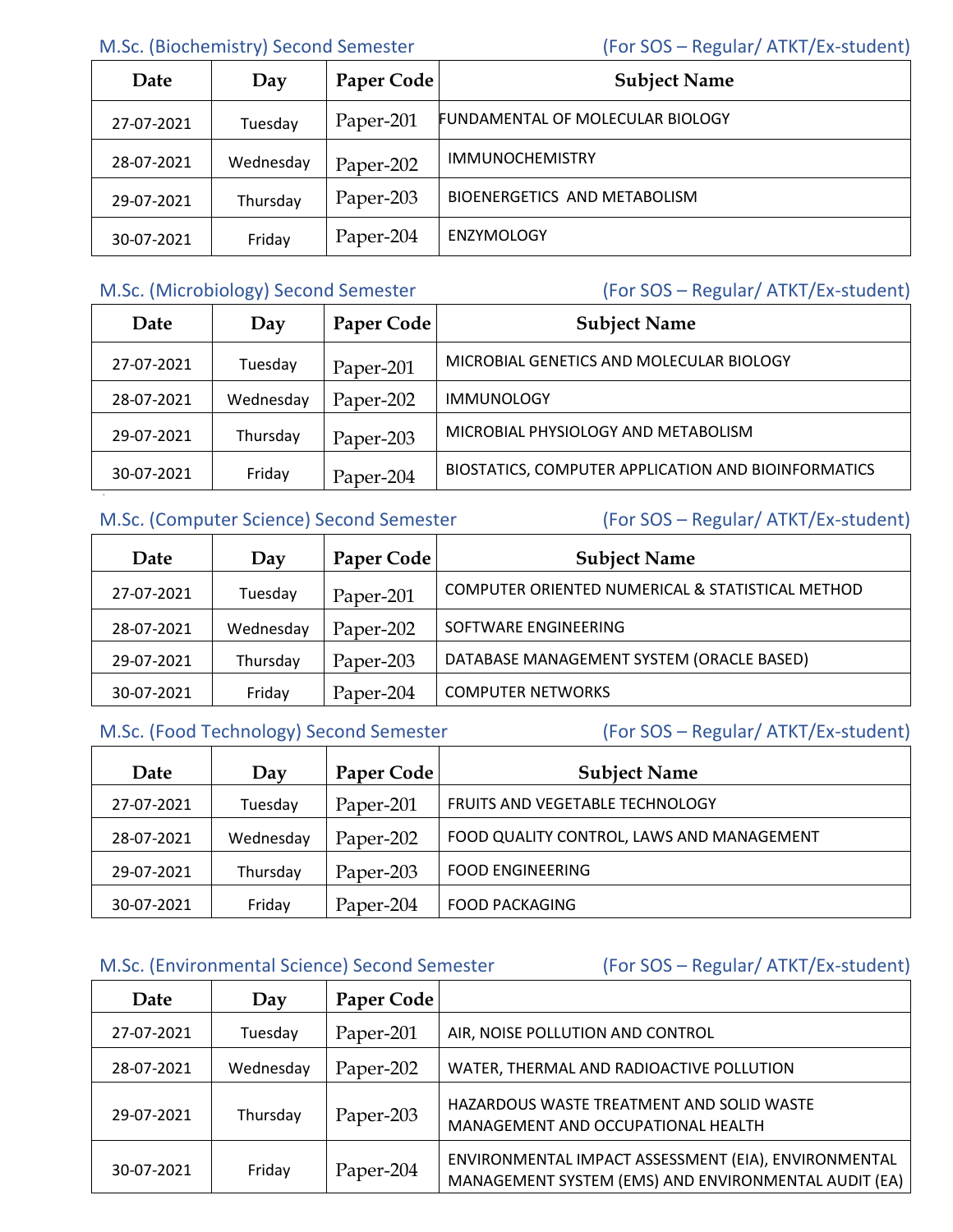M.Sc. (Biochemistry) Second Semester (For SOS – Regular/ ATKT/Ex-student)

| Date | Day | Paper Code | Subject Name |
|---|---|---|---|
| 27-07-2021 | Tuesday | Paper-201 | FUNDAMENTAL OF MOLECULAR BIOLOGY |
| 28-07-2021 | Wednesday | Paper-202 | IMMUNOCHEMISTRY |
| 29-07-2021 | Thursday | Paper-203 | BIOENERGETICS AND METABOLISM |
| 30-07-2021 | Friday | Paper-204 | ENZYMOLOGY |

M.Sc. (Microbiology) Second Semester (For SOS – Regular/ ATKT/Ex-student)

| Date | Day | Paper Code | Subject Name |
|---|---|---|---|
| 27-07-2021 | Tuesday | Paper-201 | MICROBIAL GENETICS AND MOLECULAR BIOLOGY |
| 28-07-2021 | Wednesday | Paper-202 | IMMUNOLOGY |
| 29-07-2021 | Thursday | Paper-203 | MICROBIAL PHYSIOLOGY AND METABOLISM |
| 30-07-2021 | Friday | Paper-204 | BIOSTATICS, COMPUTER APPLICATION AND BIOINFORMATICS |

M.Sc. (Computer Science) Second Semester (For SOS – Regular/ ATKT/Ex-student)

| Date | Day | Paper Code | Subject Name |
|---|---|---|---|
| 27-07-2021 | Tuesday | Paper-201 | COMPUTER ORIENTED NUMERICAL & STATISTICAL METHOD |
| 28-07-2021 | Wednesday | Paper-202 | SOFTWARE ENGINEERING |
| 29-07-2021 | Thursday | Paper-203 | DATABASE MANAGEMENT SYSTEM (ORACLE BASED) |
| 30-07-2021 | Friday | Paper-204 | COMPUTER NETWORKS |

M.Sc. (Food Technology) Second Semester (For SOS – Regular/ ATKT/Ex-student)

| Date | Day | Paper Code | Subject Name |
|---|---|---|---|
| 27-07-2021 | Tuesday | Paper-201 | FRUITS AND VEGETABLE TECHNOLOGY |
| 28-07-2021 | Wednesday | Paper-202 | FOOD QUALITY CONTROL, LAWS AND MANAGEMENT |
| 29-07-2021 | Thursday | Paper-203 | FOOD ENGINEERING |
| 30-07-2021 | Friday | Paper-204 | FOOD PACKAGING |

M.Sc. (Environmental Science) Second Semester (For SOS – Regular/ ATKT/Ex-student)

| Date | Day | Paper Code | |
|---|---|---|---|
| 27-07-2021 | Tuesday | Paper-201 | AIR, NOISE POLLUTION AND CONTROL |
| 28-07-2021 | Wednesday | Paper-202 | WATER, THERMAL AND RADIOACTIVE POLLUTION |
| 29-07-2021 | Thursday | Paper-203 | HAZARDOUS WASTE TREATMENT AND SOLID WASTE MANAGEMENT AND OCCUPATIONAL HEALTH |
| 30-07-2021 | Friday | Paper-204 | ENVIRONMENTAL IMPACT ASSESSMENT (EIA), ENVIRONMENTAL MANAGEMENT SYSTEM (EMS) AND ENVIRONMENTAL AUDIT (EA) |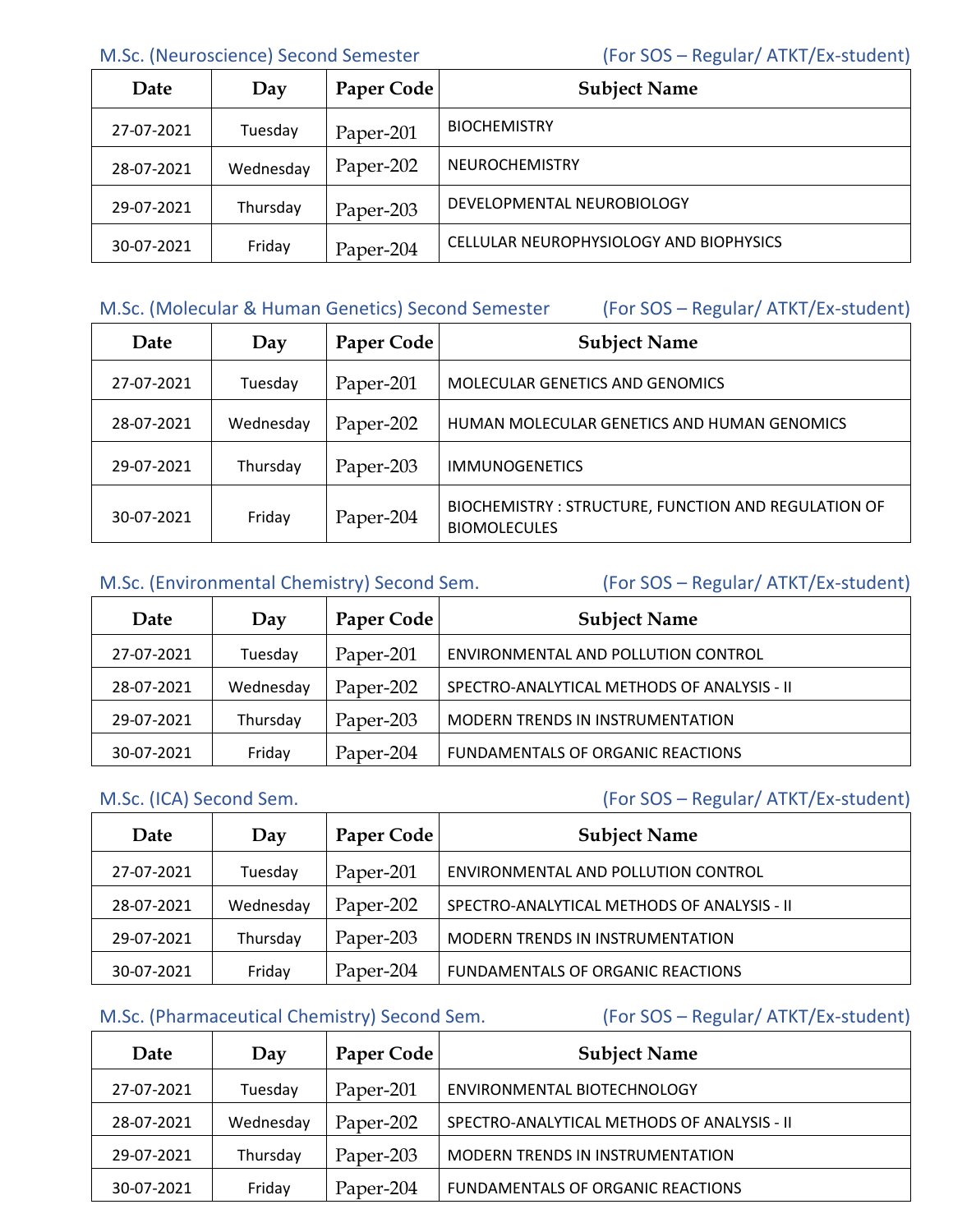M.Sc. (Neuroscience) Second Semester (For SOS – Regular/ ATKT/Ex-student)

| Date | Day | Paper Code | Subject Name |
|---|---|---|---|
| 27-07-2021 | Tuesday | Paper-201 | BIOCHEMISTRY |
| 28-07-2021 | Wednesday | Paper-202 | NEUROCHEMISTRY |
| 29-07-2021 | Thursday | Paper-203 | DEVELOPMENTAL NEUROBIOLOGY |
| 30-07-2021 | Friday | Paper-204 | CELLULAR NEUROPHYSIOLOGY AND BIOPHYSICS |

M.Sc. (Molecular & Human Genetics) Second Semester (For SOS – Regular/ ATKT/Ex-student)

| Date | Day | Paper Code | Subject Name |
|---|---|---|---|
| 27-07-2021 | Tuesday | Paper-201 | MOLECULAR GENETICS AND GENOMICS |
| 28-07-2021 | Wednesday | Paper-202 | HUMAN MOLECULAR GENETICS AND HUMAN GENOMICS |
| 29-07-2021 | Thursday | Paper-203 | IMMUNOGENETICS |
| 30-07-2021 | Friday | Paper-204 | BIOCHEMISTRY : STRUCTURE, FUNCTION AND REGULATION OF BIOMOLECULES |

M.Sc. (Environmental Chemistry) Second Sem. (For SOS – Regular/ ATKT/Ex-student)

| Date | Day | Paper Code | Subject Name |
|---|---|---|---|
| 27-07-2021 | Tuesday | Paper-201 | ENVIRONMENTAL AND POLLUTION CONTROL |
| 28-07-2021 | Wednesday | Paper-202 | SPECTRO-ANALYTICAL METHODS OF ANALYSIS - II |
| 29-07-2021 | Thursday | Paper-203 | MODERN TRENDS IN INSTRUMENTATION |
| 30-07-2021 | Friday | Paper-204 | FUNDAMENTALS OF ORGANIC REACTIONS |

M.Sc. (ICA) Second Sem. (For SOS – Regular/ ATKT/Ex-student)

| Date | Day | Paper Code | Subject Name |
|---|---|---|---|
| 27-07-2021 | Tuesday | Paper-201 | ENVIRONMENTAL AND POLLUTION CONTROL |
| 28-07-2021 | Wednesday | Paper-202 | SPECTRO-ANALYTICAL METHODS OF ANALYSIS - II |
| 29-07-2021 | Thursday | Paper-203 | MODERN TRENDS IN INSTRUMENTATION |
| 30-07-2021 | Friday | Paper-204 | FUNDAMENTALS OF ORGANIC REACTIONS |

M.Sc. (Pharmaceutical Chemistry) Second Sem. (For SOS – Regular/ ATKT/Ex-student)

| Date | Day | Paper Code | Subject Name |
|---|---|---|---|
| 27-07-2021 | Tuesday | Paper-201 | ENVIRONMENTAL BIOTECHNOLOGY |
| 28-07-2021 | Wednesday | Paper-202 | SPECTRO-ANALYTICAL METHODS OF ANALYSIS - II |
| 29-07-2021 | Thursday | Paper-203 | MODERN TRENDS IN INSTRUMENTATION |
| 30-07-2021 | Friday | Paper-204 | FUNDAMENTALS OF ORGANIC REACTIONS |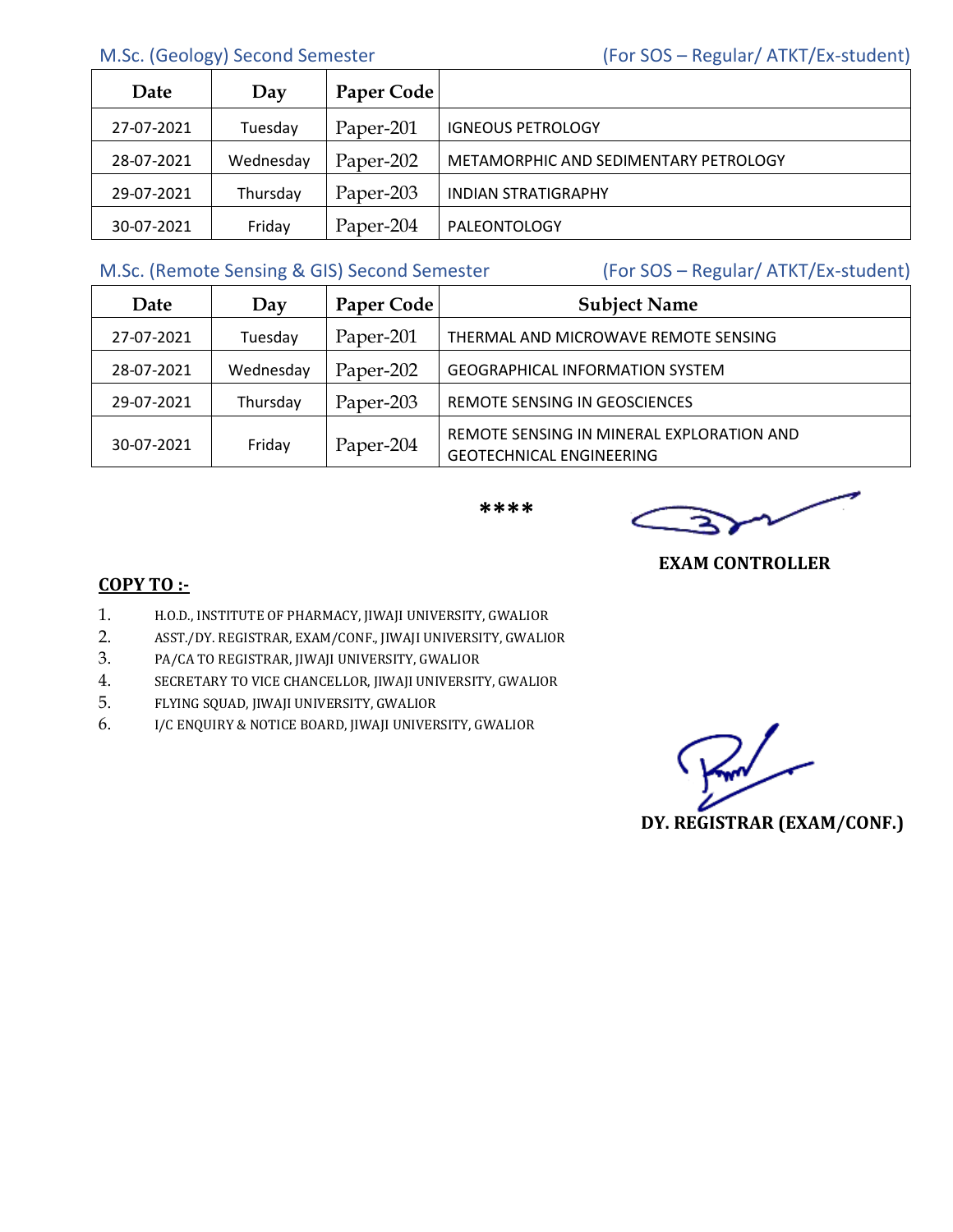M.Sc. (Geology) Second Semester (For SOS – Regular/ ATKT/Ex-student)

| Date | Day | Paper Code | |
|---|---|---|---|
| 27-07-2021 | Tuesday | Paper-201 | IGNEOUS PETROLOGY |
| 28-07-2021 | Wednesday | Paper-202 | METAMORPHIC AND SEDIMENTARY PETROLOGY |
| 29-07-2021 | Thursday | Paper-203 | INDIAN STRATIGRAPHY |
| 30-07-2021 | Friday | Paper-204 | PALEONTOLOGY |

M.Sc. (Remote Sensing & GIS) Second Semester (For SOS – Regular/ ATKT/Ex-student)

| Date | Day | Paper Code | Subject Name |
|---|---|---|---|
| 27-07-2021 | Tuesday | Paper-201 | THERMAL AND MICROWAVE REMOTE SENSING |
| 28-07-2021 | Wednesday | Paper-202 | GEOGRAPHICAL INFORMATION SYSTEM |
| 29-07-2021 | Thursday | Paper-203 | REMOTE SENSING IN GEOSCIENCES |
| 30-07-2021 | Friday | Paper-204 | REMOTE SENSING IN MINERAL EXPLORATION AND GEOTECHNICAL ENGINEERING |

****

**EXAM CONTROLLER**

**COPY TO :-**

1. H.O.D., INSTITUTE OF PHARMACY, JIWAJI UNIVERSITY, GWALIOR
2. ASST./DY. REGISTRAR, EXAM/CONF., JIWAJI UNIVERSITY, GWALIOR
3. PA/CA TO REGISTRAR, JIWAJI UNIVERSITY, GWALIOR
4. SECRETARY TO VICE CHANCELLOR, JIWAJI UNIVERSITY, GWALIOR
5. FLYING SQUAD, JIWAJI UNIVERSITY, GWALIOR
6. I/C ENQUIRY & NOTICE BOARD, JIWAJI UNIVERSITY, GWALIOR

**DY. REGISTRAR (EXAM/CONF.)**